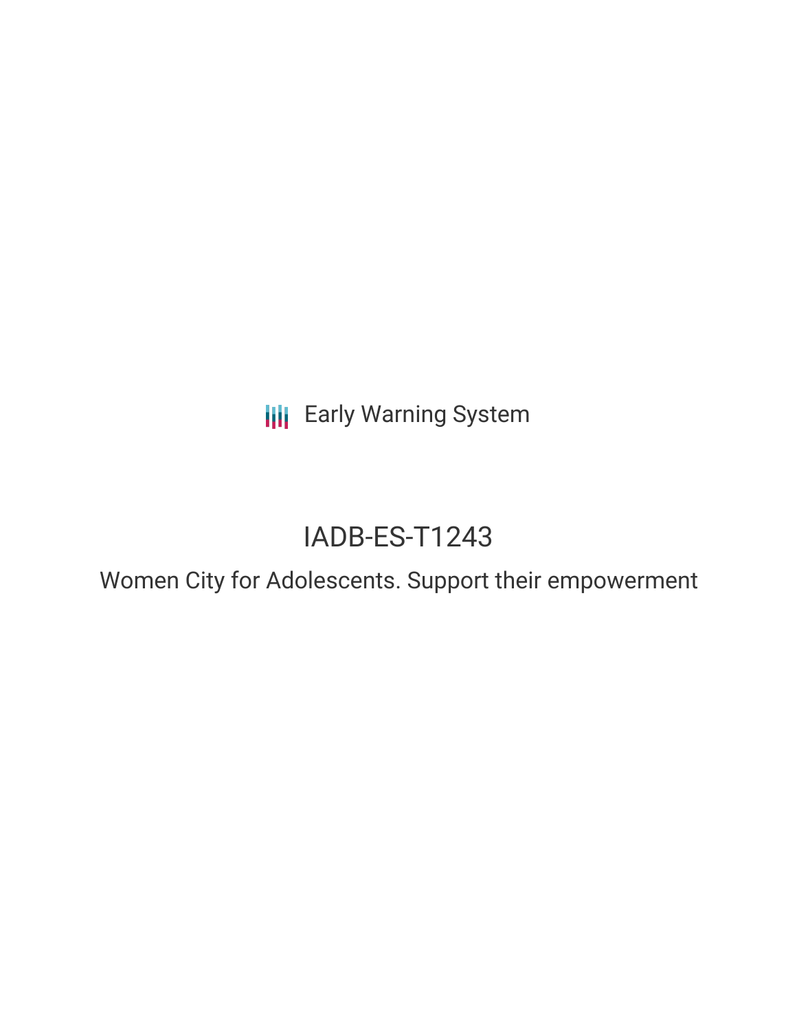Early Warning System

# IADB-ES-T1243

## Women City for Adolescents. Support their empowerment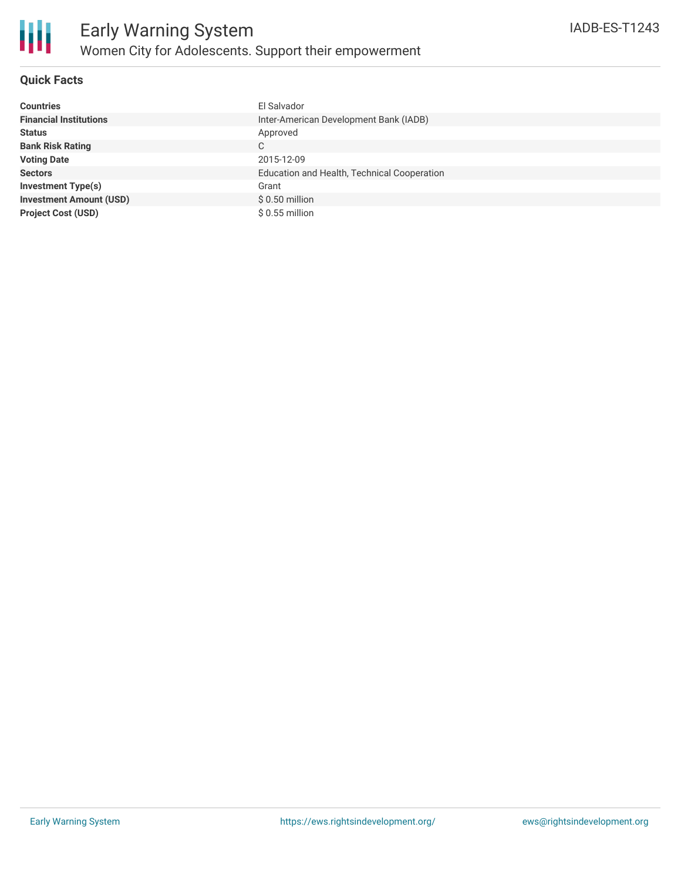# Early Warning System

## Women City for Adolescents. Support their empowerment

IADB-ES-T1243

### Quick Facts

| | |
|---|---|
| **Countries** | El Salvador |
| **Financial Institutions** | Inter-American Development Bank (IADB) |
| **Status** | Approved |
| **Bank Risk Rating** | C |
| **Voting Date** | 2015-12-09 |
| **Sectors** | Education and Health, Technical Cooperation |
| **Investment Type(s)** | Grant |
| **Investment Amount (USD)** | $ 0.50 million |
| **Project Cost (USD)** | $ 0.55 million |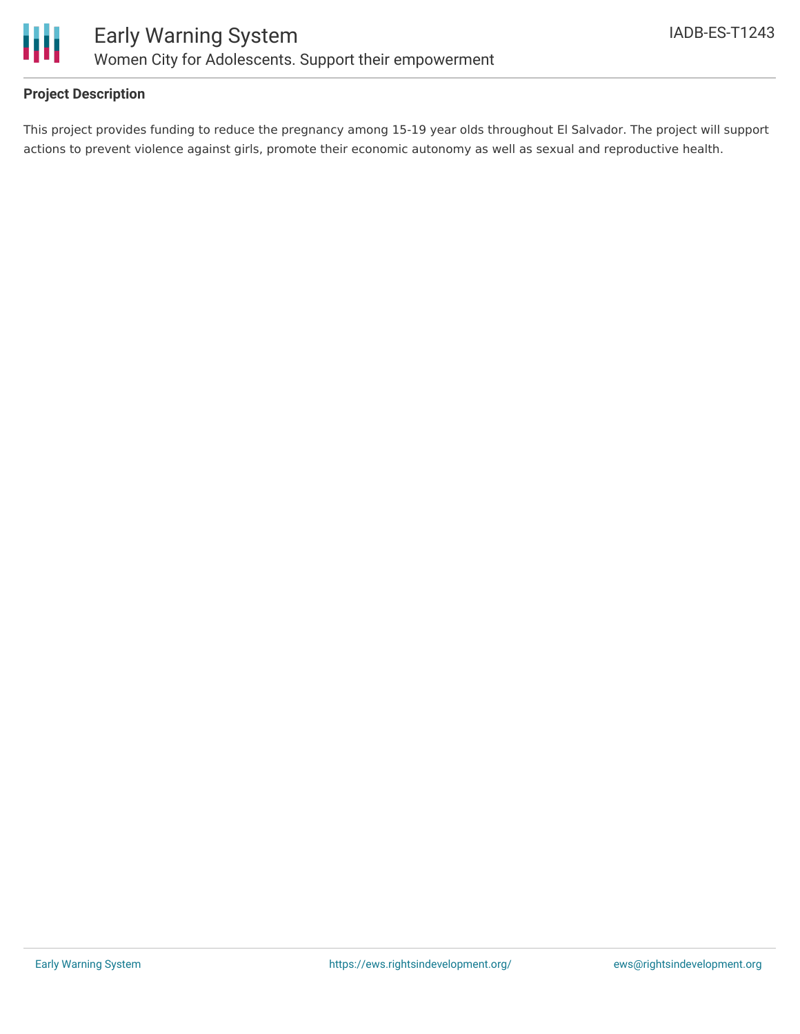## Project Description

This project provides funding to reduce the pregnancy among 15-19 year olds throughout El Salvador. The project will support actions to prevent violence against girls, promote their economic autonomy as well as sexual and reproductive health.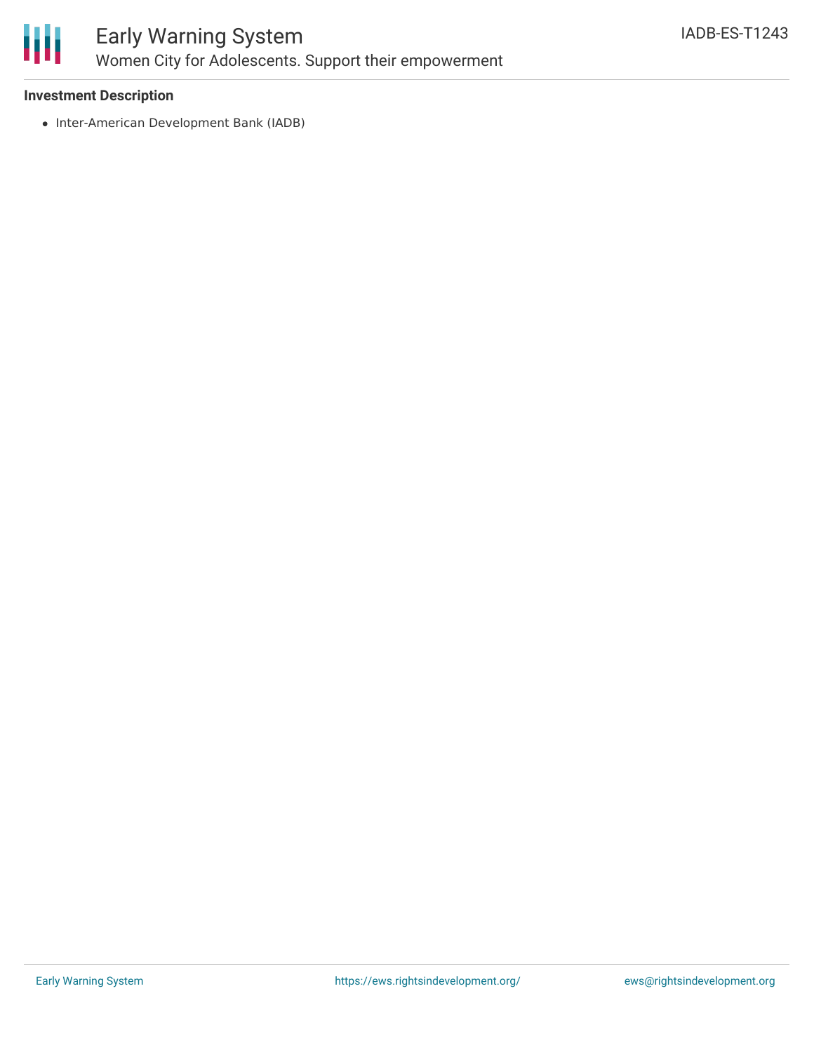**Investment Description**

- Inter-American Development Bank (IADB)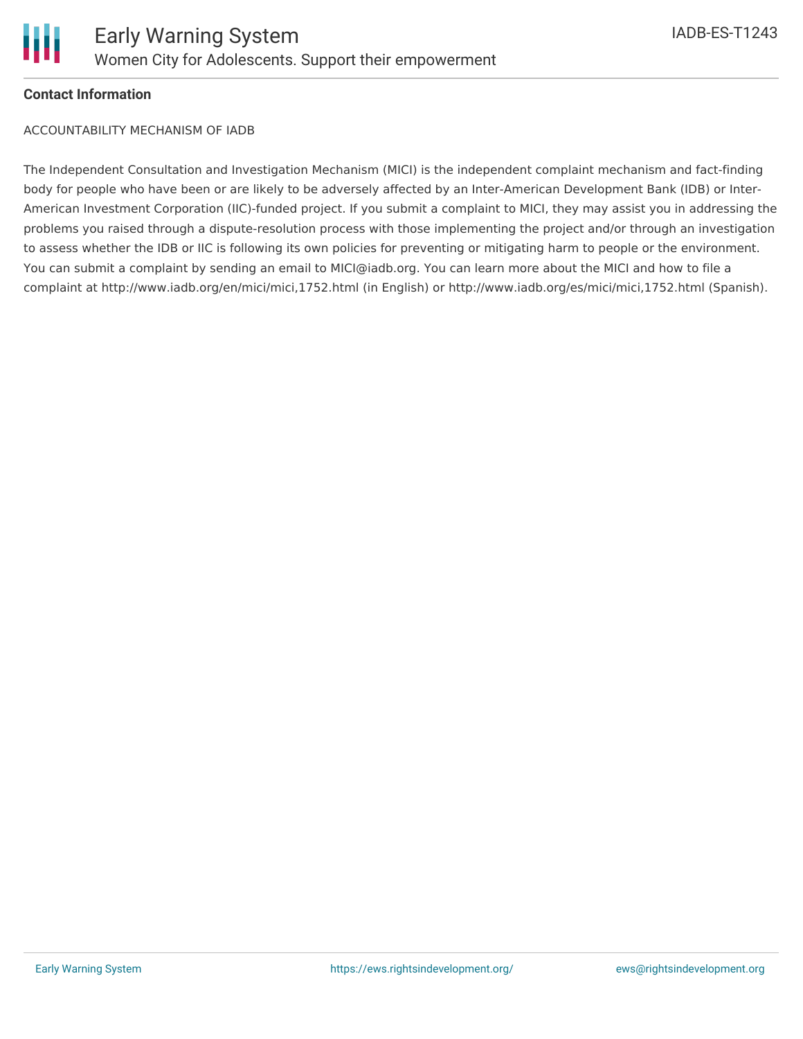## Contact Information

ACCOUNTABILITY MECHANISM OF IADB

The Independent Consultation and Investigation Mechanism (MICI) is the independent complaint mechanism and fact-finding body for people who have been or are likely to be adversely affected by an Inter-American Development Bank (IDB) or Inter-American Investment Corporation (IIC)-funded project. If you submit a complaint to MICI, they may assist you in addressing the problems you raised through a dispute-resolution process with those implementing the project and/or through an investigation to assess whether the IDB or IIC is following its own policies for preventing or mitigating harm to people or the environment. You can submit a complaint by sending an email to MICI@iadb.org. You can learn more about the MICI and how to file a complaint at http://www.iadb.org/en/mici/mici,1752.html (in English) or http://www.iadb.org/es/mici/mici,1752.html (Spanish).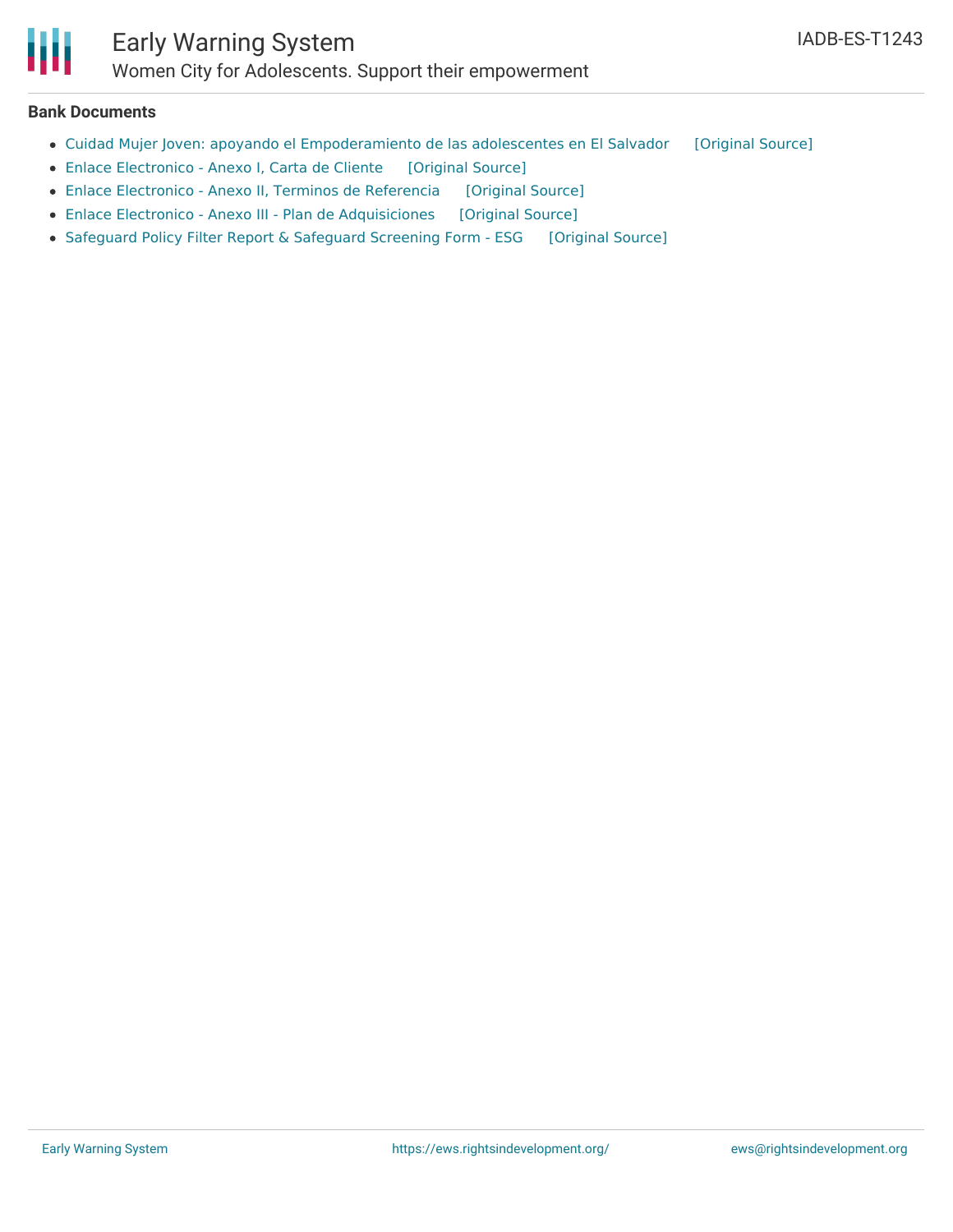### Bank Documents

- Cuidad Mujer Joven: apoyando el Empoderamiento de las adolescentes en El Salvador [Original Source]
- Enlace Electronico - Anexo I, Carta de Cliente [Original Source]
- Enlace Electronico - Anexo II, Terminos de Referencia [Original Source]
- Enlace Electronico - Anexo III - Plan de Adquisiciones [Original Source]
- Safeguard Policy Filter Report & Safeguard Screening Form - ESG [Original Source]